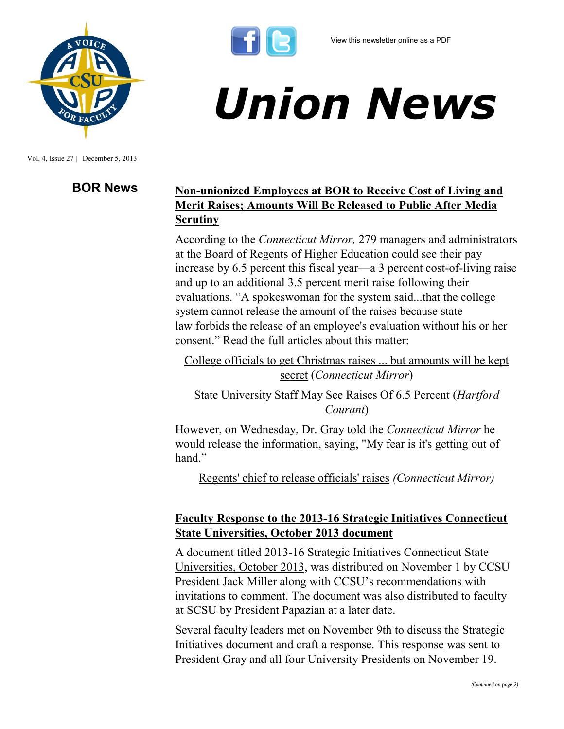View this newsletter online as a PDF

# Union News

Vol. 4, Issue 27 | December 5, 2013

## BOR News

### Non-unionized Employees at BOR to Receive Cost of Living and Merit Raises; Amounts Will Be Released to Public After Media Scrutiny

According to the *Connecticut Mirror,* 279 managers and administrators at the Board of Regents of Higher Education could see their pay increase by 6.5 percent this fiscal year—a 3 percent cost-of-living raise and up to an additional 3.5 percent merit raise following their evaluations. "A spokeswoman for the system said...that the college system cannot release the amount of the raises because state law forbids the release of an employee's evaluation without his or her consent." Read the full articles about this matter:

College officials to get Christmas raises ... but amounts will be kept secret (*Connecticut Mirror*)

State University Staff May See Raises Of 6.5 Percent (*Hartford Courant*)

However, on Wednesday, Dr. Gray told the *Connecticut Mirror* he would release the information, saying, "My fear is it's getting out of hand."

Regents' chief to release officials' raises *(Connecticut Mirror)*

### Faculty Response to the 2013-16 Strategic Initiatives Connecticut State Universities, October 2013 document

A document titled 2013-16 Strategic Initiatives Connecticut State Universities, October 2013, was distributed on November 1 by CCSU President Jack Miller along with CCSU's recommendations with invitations to comment. The document was also distributed to faculty at SCSU by President Papazian at a later date.

Several faculty leaders met on November 9th to discuss the Strategic Initiatives document and craft a response. This response was sent to President Gray and all four University Presidents on November 19.

*(Continued on page 2)*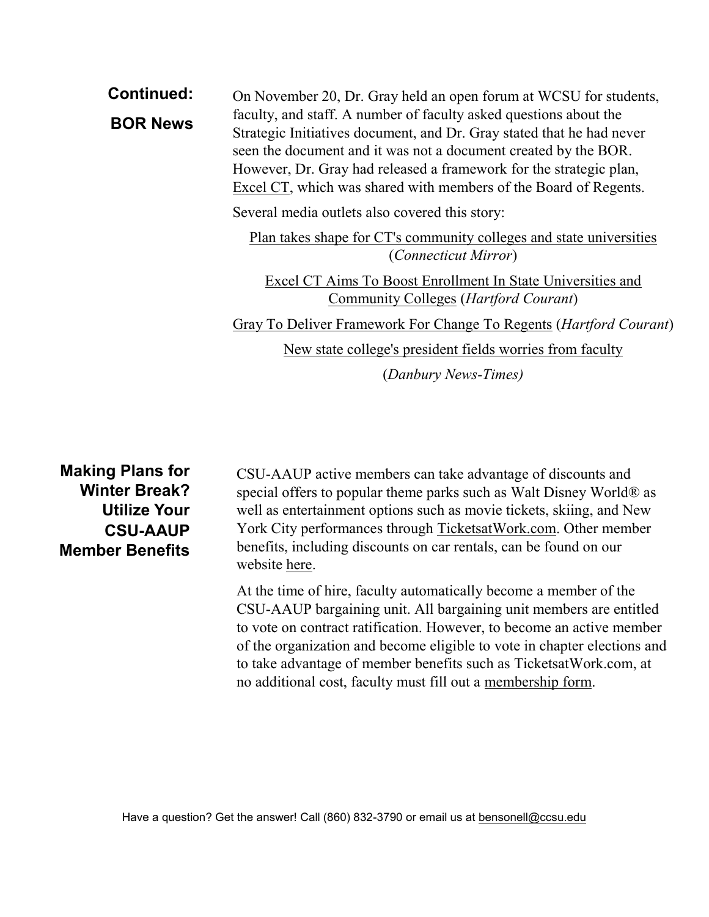## Continued: BOR News

On November 20, Dr. Gray held an open forum at WCSU for students, faculty, and staff. A number of faculty asked questions about the Strategic Initiatives document, and Dr. Gray stated that he had never seen the document and it was not a document created by the BOR. However, Dr. Gray had released a framework for the strategic plan, Excel CT, which was shared with members of the Board of Regents.

Several media outlets also covered this story:

Plan takes shape for CT's community colleges and state universities (*Connecticut Mirror*)

Excel CT Aims To Boost Enrollment In State Universities and Community Colleges (*Hartford Courant*)

Gray To Deliver Framework For Change To Regents (*Hartford Courant*)

New state college's president fields worries from faculty

(*Danbury News-Times)*

## Making Plans for Winter Break? Utilize Your CSU-AAUP Member Benefits

CSU-AAUP active members can take advantage of discounts and special offers to popular theme parks such as Walt Disney World® as well as entertainment options such as movie tickets, skiing, and New York City performances through TicketsatWork.com. Other member benefits, including discounts on car rentals, can be found on our website here.

At the time of hire, faculty automatically become a member of the CSU-AAUP bargaining unit. All bargaining unit members are entitled to vote on contract ratification. However, to become an active member of the organization and become eligible to vote in chapter elections and to take advantage of member benefits such as TicketsatWork.com, at no additional cost, faculty must fill out a membership form.

Have a question? Get the answer! Call (860) 832-3790 or email us at bensonell@ccsu.edu